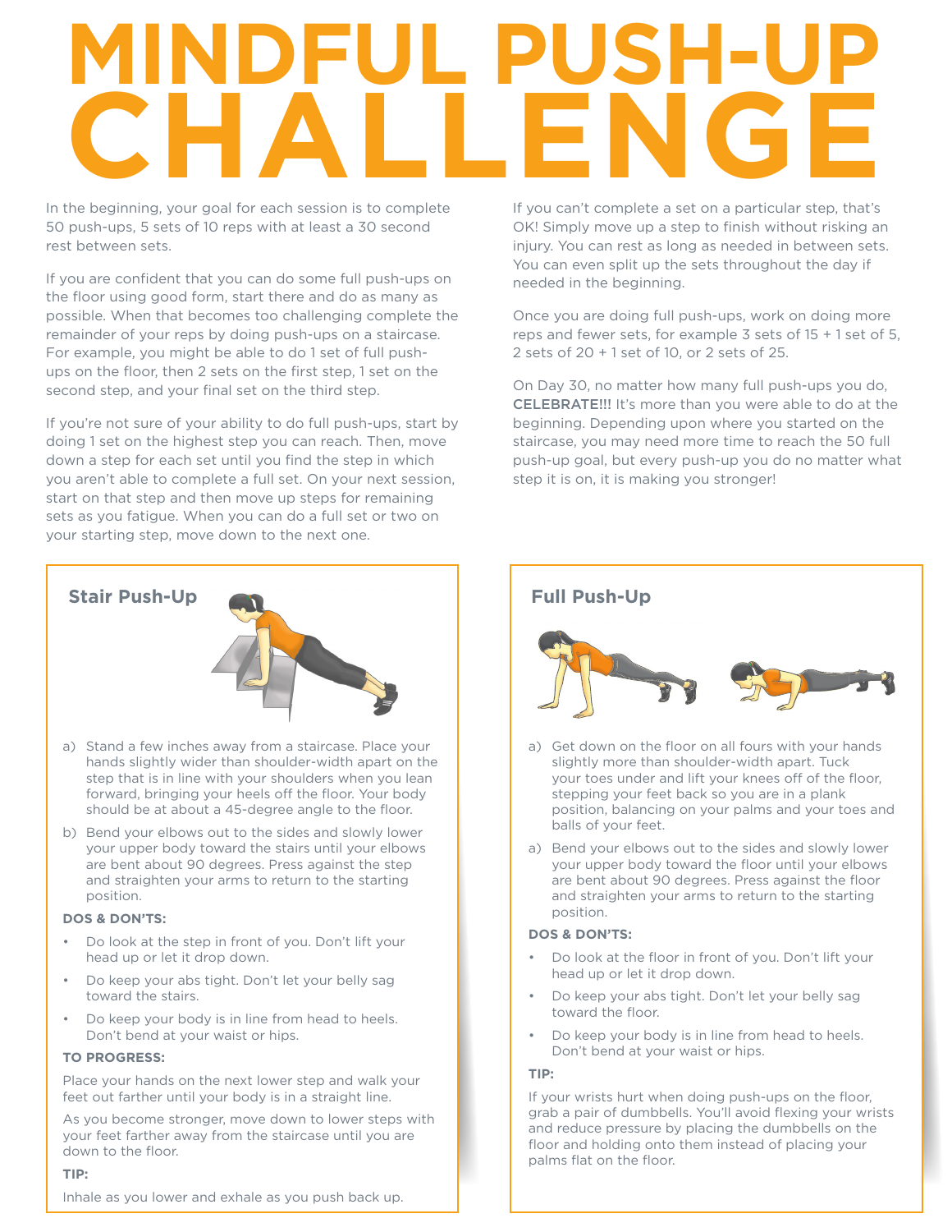# MINDFUL PUSH-UP CHALLENGE

In the beginning, your goal for each session is to complete 50 push-ups, 5 sets of 10 reps with at least a 30 second rest between sets.

If you are confident that you can do some full push-ups on the floor using good form, start there and do as many as possible. When that becomes too challenging complete the remainder of your reps by doing push-ups on a staircase. For example, you might be able to do 1 set of full push-ups on the floor, then 2 sets on the first step, 1 set on the second step, and your final set on the third step.

If you're not sure of your ability to do full push-ups, start by doing 1 set on the highest step you can reach. Then, move down a step for each set until you find the step in which you aren't able to complete a full set. On your next session, start on that step and then move up steps for remaining sets as you fatigue. When you can do a full set or two on your starting step, move down to the next one.

If you can't complete a set on a particular step, that's OK! Simply move up a step to finish without risking an injury. You can rest as long as needed in between sets. You can even split up the sets throughout the day if needed in the beginning.

Once you are doing full push-ups, work on doing more reps and fewer sets, for example 3 sets of 15 + 1 set of 5, 2 sets of 20 + 1 set of 10, or 2 sets of 25.

On Day 30, no matter how many full push-ups you do, **CELEBRATE!!!** It's more than you were able to do at the beginning. Depending upon where you started on the staircase, you may need more time to reach the 50 full push-up goal, but every push-up you do no matter what step it is on, it is making you stronger!

## Stair Push-Up

a) Stand a few inches away from a staircase. Place your hands slightly wider than shoulder-width apart on the step that is in line with your shoulders when you lean forward, bringing your heels off the floor. Your body should be at about a 45-degree angle to the floor.

b) Bend your elbows out to the sides and slowly lower your upper body toward the stairs until your elbows are bent about 90 degrees. Press against the step and straighten your arms to return to the starting position.

**DOS & DON'TS:**

- Do look at the step in front of you. Don't lift your head up or let it drop down.
- Do keep your abs tight. Don't let your belly sag toward the stairs.
- Do keep your body is in line from head to heels. Don't bend at your waist or hips.

**TO PROGRESS:**

Place your hands on the next lower step and walk your feet out farther until your body is in a straight line.

As you become stronger, move down to lower steps with your feet farther away from the staircase until you are down to the floor.

**TIP:**

Inhale as you lower and exhale as you push back up.

## Full Push-Up

a) Get down on the floor on all fours with your hands slightly more than shoulder-width apart. Tuck your toes under and lift your knees off of the floor, stepping your feet back so you are in a plank position, balancing on your palms and your toes and balls of your feet.

a) Bend your elbows out to the sides and slowly lower your upper body toward the floor until your elbows are bent about 90 degrees. Press against the floor and straighten your arms to return to the starting position.

**DOS & DON'TS:**

- Do look at the floor in front of you. Don't lift your head up or let it drop down.
- Do keep your abs tight. Don't let your belly sag toward the floor.
- Do keep your body is in line from head to heels. Don't bend at your waist or hips.

**TIP:**

If your wrists hurt when doing push-ups on the floor, grab a pair of dumbbells. You'll avoid flexing your wrists and reduce pressure by placing the dumbbells on the floor and holding onto them instead of placing your palms flat on the floor.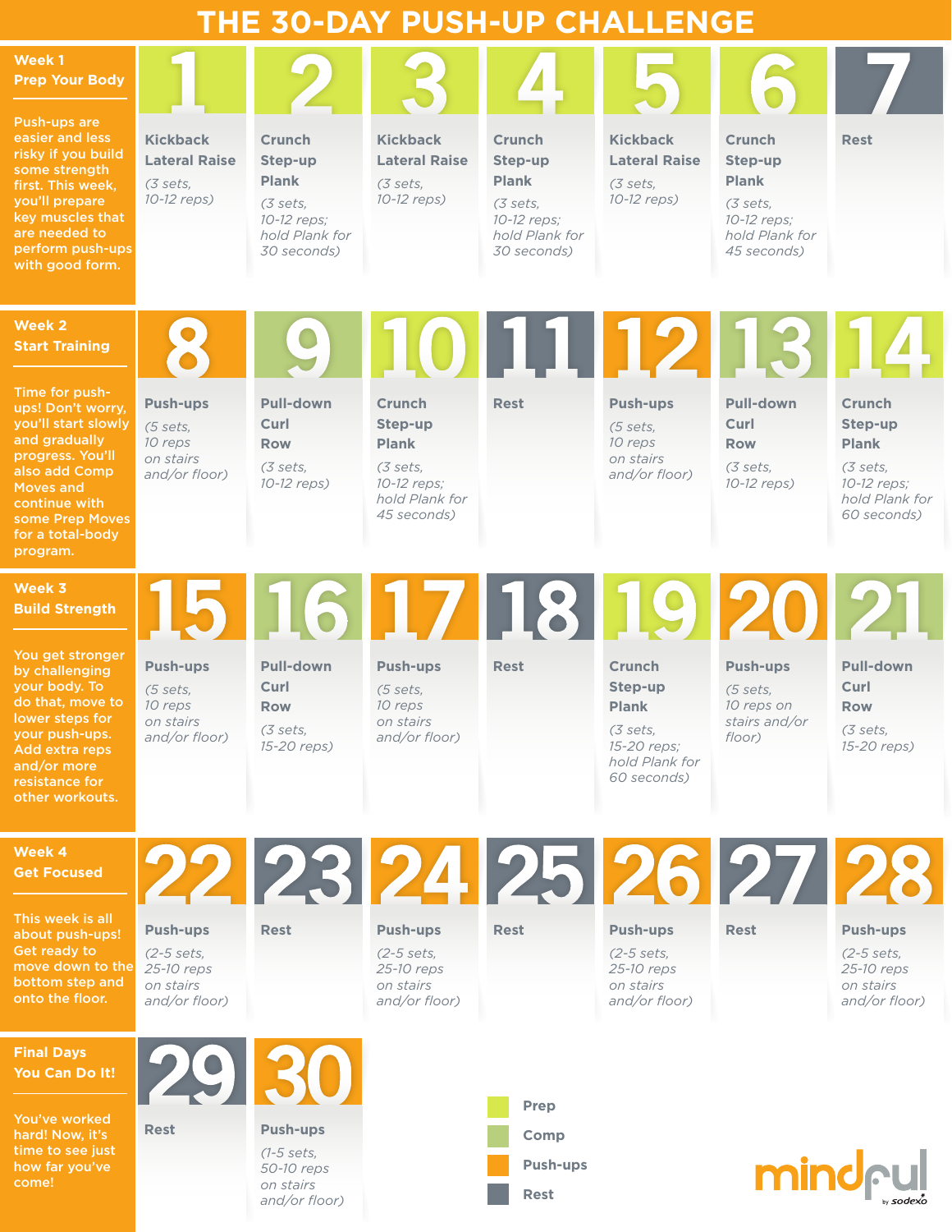# THE 30-DAY PUSH-UP CHALLENGE

## Week 1 — Prep Your Body

Push-ups are easier and less risky if you build some strength first. This week, you'll prepare key muscles that are needed to perform push-ups with good form.

| Day | Workout |
|---|---|
| 1 | **Kickback, Lateral Raise** *(3 sets, 10-12 reps)* |
| 2 | **Crunch, Step-up, Plank** *(3 sets, 10-12 reps; hold Plank for 30 seconds)* |
| 3 | **Kickback, Lateral Raise** *(3 sets, 10-12 reps)* |
| 4 | **Crunch, Step-up, Plank** *(3 sets, 10-12 reps; hold Plank for 30 seconds)* |
| 5 | **Kickback, Lateral Raise** *(3 sets, 10-12 reps)* |
| 6 | **Crunch, Step-up, Plank** *(3 sets, 10-12 reps; hold Plank for 45 seconds)* |
| 7 | **Rest** |

## Week 2 — Start Training

Time for push-ups! Don't worry, you'll start slowly and gradually progress. You'll also add Comp Moves and continue with some Prep Moves for a total-body program.

| Day | Workout |
|---|---|
| 8 | **Push-ups** *(5 sets, 10 reps on stairs and/or floor)* |
| 9 | **Pull-down, Curl, Row** *(3 sets, 10-12 reps)* |
| 10 | **Crunch, Step-up, Plank** *(3 sets, 10-12 reps; hold Plank for 45 seconds)* |
| 11 | **Rest** |
| 12 | **Push-ups** *(5 sets, 10 reps on stairs and/or floor)* |
| 13 | **Pull-down, Curl, Row** *(3 sets, 10-12 reps)* |
| 14 | **Crunch, Step-up, Plank** *(3 sets, 10-12 reps; hold Plank for 60 seconds)* |

## Week 3 — Build Strength

You get stronger by challenging your body. To do that, move to lower steps for your push-ups. Add extra reps and/or more resistance for other workouts.

| Day | Workout |
|---|---|
| 15 | **Push-ups** *(5 sets, 10 reps on stairs and/or floor)* |
| 16 | **Pull-down, Curl, Row** *(3 sets, 15-20 reps)* |
| 17 | **Push-ups** *(5 sets, 10 reps on stairs and/or floor)* |
| 18 | **Rest** |
| 19 | **Crunch, Step-up, Plank** *(3 sets, 15-20 reps; hold Plank for 60 seconds)* |
| 20 | **Push-ups** *(5 sets, 10 reps on stairs and/or floor)* |
| 21 | **Pull-down, Curl, Row** *(3 sets, 15-20 reps)* |

## Week 4 — Get Focused

This week is all about push-ups! Get ready to move down to the bottom step and onto the floor.

| Day | Workout |
|---|---|
| 22 | **Push-ups** *(2-5 sets, 25-10 reps on stairs and/or floor)* |
| 23 | **Rest** |
| 24 | **Push-ups** *(2-5 sets, 25-10 reps on stairs and/or floor)* |
| 25 | **Rest** |
| 26 | **Push-ups** *(2-5 sets, 25-10 reps on stairs and/or floor)* |
| 27 | **Rest** |
| 28 | **Push-ups** *(2-5 sets, 25-10 reps on stairs and/or floor)* |

## Final Days — You Can Do It!

You've worked hard! Now, it's time to see just how far you've come!

| Day | Workout |
|---|---|
| 29 | **Rest** |
| 30 | **Push-ups** *(1-5 sets, 50-10 reps on stairs and/or floor)* |

**Legend:** Prep · Comp · Push-ups · Rest

mindful by sodexo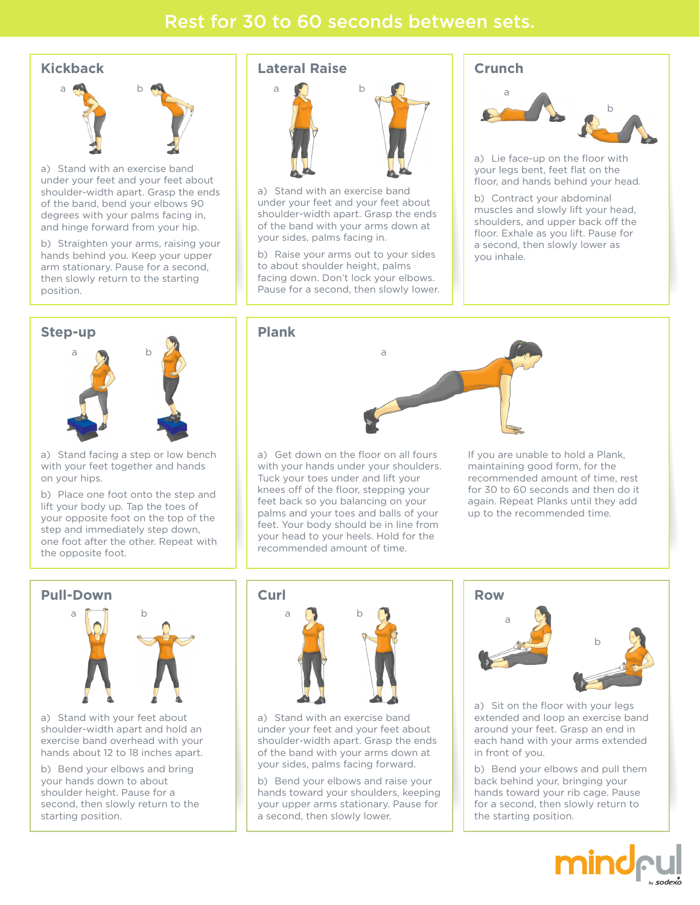# Rest for 30 to 60 seconds between sets.

## Kickback

a) Stand with an exercise band under your feet and your feet about shoulder-width apart. Grasp the ends of the band, bend your elbows 90 degrees with your palms facing in, and hinge forward from your hip.

b) Straighten your arms, raising your hands behind you. Keep your upper arm stationary. Pause for a second, then slowly return to the starting position.

## Lateral Raise

a) Stand with an exercise band under your feet and your feet about shoulder-width apart. Grasp the ends of the band with your arms down at your sides, palms facing in.

b) Raise your arms out to your sides to about shoulder height, palms facing down. Don't lock your elbows. Pause for a second, then slowly lower.

## Crunch

a) Lie face-up on the floor with your legs bent, feet flat on the floor, and hands behind your head.

b) Contract your abdominal muscles and slowly lift your head, shoulders, and upper back off the floor. Exhale as you lift. Pause for a second, then slowly lower as you inhale.

## Step-up

a) Stand facing a step or low bench with your feet together and hands on your hips.

b) Place one foot onto the step and lift your body up. Tap the toes of your opposite foot on the top of the step and immediately step down, one foot after the other. Repeat with the opposite foot.

## Plank

a) Get down on the floor on all fours with your hands under your shoulders. Tuck your toes under and lift your knees off of the floor, stepping your feet back so you balancing on your palms and your toes and balls of your feet. Your body should be in line from your head to your heels. Hold for the recommended amount of time.

If you are unable to hold a Plank, maintaining good form, for the recommended amount of time, rest for 30 to 60 seconds and then do it again. Repeat Planks until they add up to the recommended time.

## Pull-Down

a) Stand with your feet about shoulder-width apart and hold an exercise band overhead with your hands about 12 to 18 inches apart.

b) Bend your elbows and bring your hands down to about shoulder height. Pause for a second, then slowly return to the starting position.

## Curl

a) Stand with an exercise band under your feet and your feet about shoulder-width apart. Grasp the ends of the band with your arms down at your sides, palms facing forward.

b) Bend your elbows and raise your hands toward your shoulders, keeping your upper arms stationary. Pause for a second, then slowly lower.

## Row

a) Sit on the floor with your legs extended and loop an exercise band around your feet. Grasp an end in each hand with your arms extended in front of you.

b) Bend your elbows and pull them back behind you, bringing your hands toward your rib cage. Pause for a second, then slowly return to the starting position.

mindful by sodexo